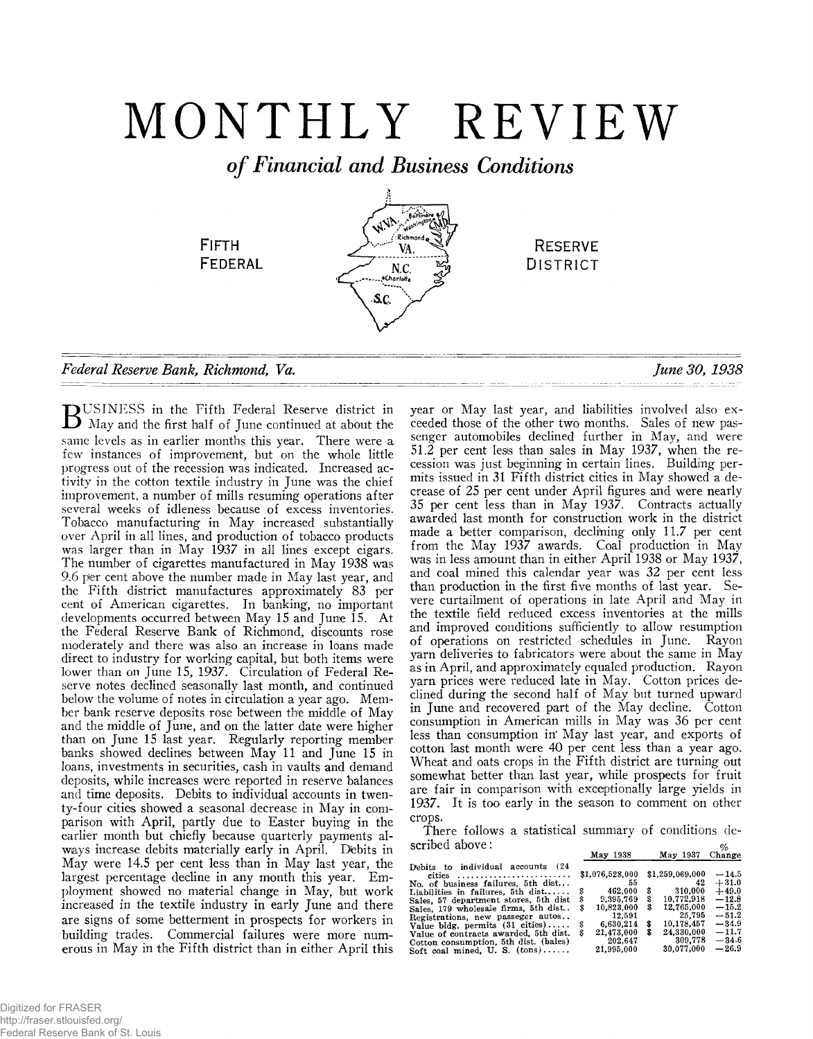# MONTHLY REVIEW

## *of Financial and Business Conditions*

FIFTH FEDERAL RESERVE DISTRICT

*Federal Reserve Bank, Richmond, Va.* *June 30, 1938*

BUSINESS in the Fifth Federal Reserve district in May and the first half of June continued at about the same levels as in earlier months this year. There were a few instances of improvement, but on the whole little progress out of the recession was indicated. Increased activity in the cotton textile industry in June was the chief improvement, a number of mills resuming operations after several weeks of idleness because of excess inventories. Tobacco manufacturing in May increased substantially over April in all lines, and production of tobacco products was larger than in May 1937 in all lines except cigars. The number of cigarettes manufactured in May 1938 was 9.6 per cent above the number made in May last year, and the Fifth district manufactures approximately 83 per cent of American cigarettes. In banking, no important developments occurred between May 15 and June 15. At the Federal Reserve Bank of Richmond, discounts rose moderately and there was also an increase in loans made direct to industry for working capital, but both items were lower than on June 15, 1937. Circulation of Federal Reserve notes declined seasonally last month, and continued below the volume of notes in circulation a year ago. Member bank reserve deposits rose between the middle of May and the middle of June, and on the latter date were higher than on June 15 last year. Regularly reporting member banks showed declines between May 11 and June 15 in loans, investments in securities, cash in vaults and demand deposits, while increases were reported in reserve balances and time deposits. Debits to individual accounts in twenty-four cities showed a seasonal decrease in May in comparison with April, partly due to Easter buying in the earlier month but chiefly because quarterly payments always increase debits materially early in April. Debits in May were 14.5 per cent less than in May last year, the largest percentage decline in any month this year. Employment showed no material change in May, but work increased in the textile industry in early June and there are signs of some betterment in prospects for workers in building trades. Commercial failures were more numerous in May in the Fifth district than in either April this year or May last year, and liabilities involved also exceeded those of the other two months. Sales of new passenger automobiles declined further in May, and were 51.2 per cent less than sales in May 1937, when the recession was just beginning in certain lines. Building permits issued in 31 Fifth district cities in May showed a decrease of 25 per cent under April figures and were nearly 35 per cent less than in May 1937. Contracts actually awarded last month for construction work in the district made a better comparison, declining only 11.7 per cent from the May 1937 awards. Coal production in May was in less amount than in either April 1938 or May 1937, and coal mined this calendar year was 32 per cent less than production in the first five months of last year. Severe curtailment of operations in late April and May in the textile field reduced excess inventories at the mills and improved conditions sufficiently to allow resumption of operations on restricted schedules in June. Rayon yarn deliveries to fabricators were about the same in May as in April, and approximately equaled production. Rayon yarn prices were reduced late in May. Cotton prices declined during the second half of May but turned upward in June and recovered part of the May decline. Cotton consumption in American mills in May was 36 per cent less than consumption in May last year, and exports of cotton last month were 40 per cent less than a year ago. Wheat and oats crops in the Fifth district are turning out somewhat better than last year, while prospects for fruit are fair in comparison with exceptionally large yields in 1937. It is too early in the season to comment on other crops.

There follows a statistical summary of conditions described above:

| | May 1938 | May 1937 | % Change |
|---|---|---|---|
| Debits to individual accounts (24 cities | $1,076,528,000 | $1,259,069,000 | −14.5 |
| No. of business failures, 5th dist... | 55 | 42 | +31.0 |
| Liabilities in failures, 5th dist...... | $ 462,000 | $ 310,000 | +49.0 |
| Sales, 57 department stores, 5th dist | $ 9,395,769 | $ 10,772,918 | −12.8 |
| Sales, 179 wholesale firms, 5th dist.. | $ 10,823,000 | $ 12,765,000 | −15.2 |
| Registrations, new passeger autos.. | 12,591 | 25,795 | −51.2 |
| Value bldg. permits (31 cities)...... | $ 6,630,214 | $ 10,178,457 | −34.9 |
| Value of contracts awarded, 5th dist. | $ 21,473,000 | $ 24,330,000 | −11.7 |
| Cotton consumption, 5th dist. (bales) | 202,647 | 309,778 | −34.6 |
| Soft coal mined, U. S. (tons)...... | 21,995,000 | 30,077,000 | −26.9 |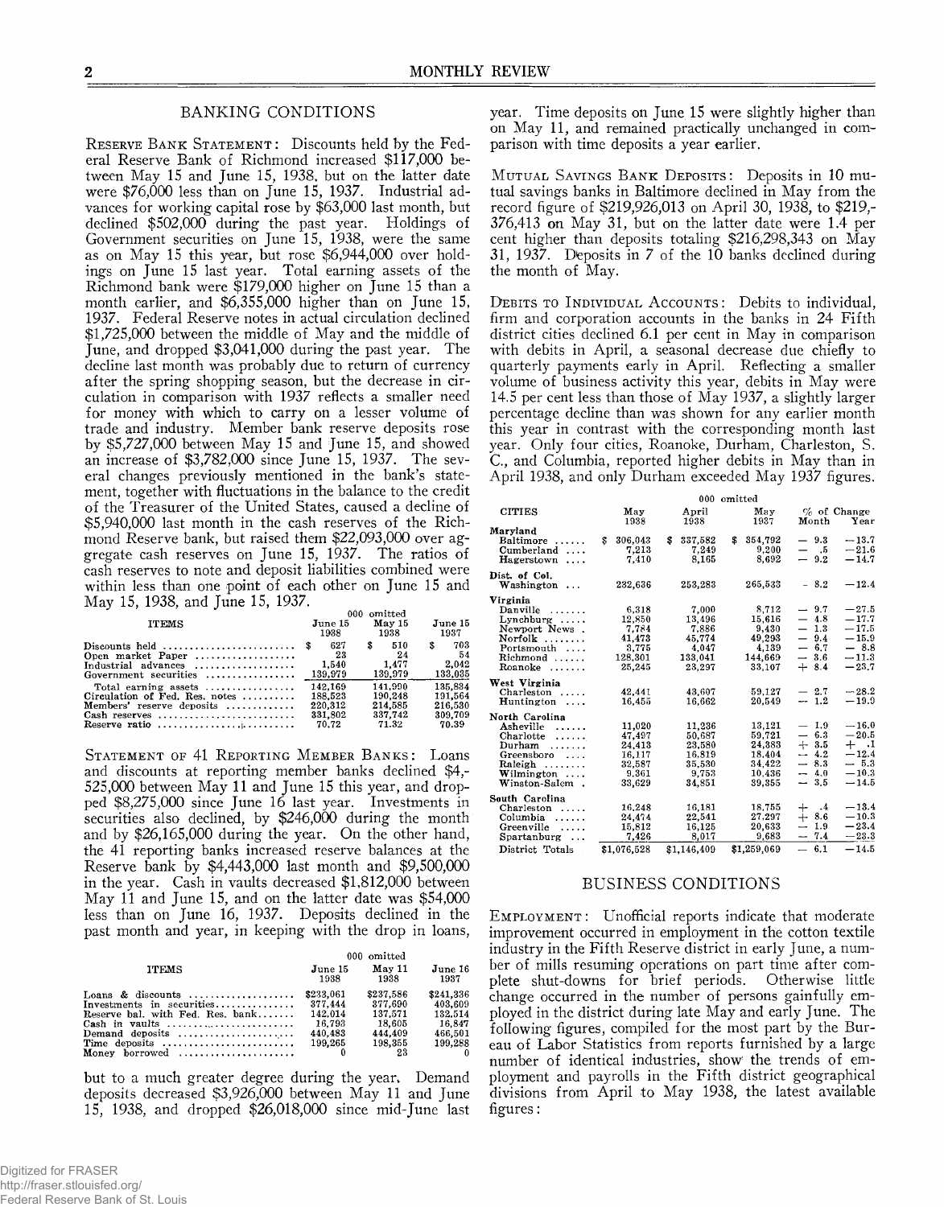## BANKING CONDITIONS

RESERVE BANK STATEMENT: Discounts held by the Federal Reserve Bank of Richmond increased $117,000 between May 15 and June 15, 1938, but on the latter date were $76,000 less than on June 15, 1937. Industrial advances for working capital rose by $63,000 last month, but declined $502,000 during the past year. Holdings of Government securities on June 15, 1938, were the same as on May 15 this year, but rose $6,944,000 over holdings on June 15 last year. Total earning assets of the Richmond bank were $179,000 higher on June 15 than a month earlier, and $6,355,000 higher than on June 15, 1937. Federal Reserve notes in actual circulation declined $1,725,000 between the middle of May and the middle of June, and dropped $3,041,000 during the past year. The decline last month was probably due to return of currency after the spring shopping season, but the decrease in circulation in comparison with 1937 reflects a smaller need for money with which to carry on a lesser volume of trade and industry. Member bank reserve deposits rose by $5,727,000 between May 15 and June 15, and showed an increase of $3,782,000 since June 15, 1937. The several changes previously mentioned in the bank's statement, together with fluctuations in the balance to the credit of the Treasurer of the United States, caused a decline of $5,940,000 last month in the cash reserves of the Richmond Reserve bank, but raised them $22,093,000 over aggregate cash reserves on June 15, 1937. The ratios of cash reserves to note and deposit liabilities combined were within less than one point of each other on June 15 and May 15, 1938, and June 15, 1937.

| ITEMS | June 15 1938 | May 15 1938 | June 15 1937 |
|---|---|---|---|
| | 000 omitted | | |
| Discounts held | $ 627 | $ 510 | $ 703 |
| Open market Paper | 23 | 24 | 54 |
| Industrial advances | 1,540 | 1,477 | 2,042 |
| Government securities | 139,979 | 139,979 | 133,035 |
| Total earning assets | 142,169 | 141,990 | 135,834 |
| Circulation of Fed. Res. notes | 188,523 | 190,248 | 191,564 |
| Members' reserve deposits | 220,312 | 214,585 | 216,530 |
| Cash reserves | 331,802 | 337,742 | 309,709 |
| Reserve ratio | 70.72 | 71.32 | 70.39 |

STATEMENT OF 41 REPORTING MEMBER BANKS: Loans and discounts at reporting member banks declined $4,525,000 between May 11 and June 15 this year, and dropped $8,275,000 since June 16 last year. Investments in securities also declined, by $246,000 during the month and by $26,165,000 during the year. On the other hand, the 41 reporting banks increased reserve balances at the Reserve bank by $4,443,000 last month and $9,500,000 in the year. Cash in vaults decreased $1,812,000 between May 11 and June 15, and on the latter date was $54,000 less than on June 16, 1937. Deposits declined in the past month and year, in keeping with the drop in loans,

| ITEMS | June 15 1938 | May 11 1938 | June 16 1937 |
|---|---|---|---|
| | 000 omitted | | |
| Loans & discounts | $233,061 | $237,586 | $241,336 |
| Investments in securities | 377,444 | 377,690 | 403,609 |
| Reserve bal. with Fed. Res. bank | 142,014 | 137,571 | 132,514 |
| Cash in vaults | 16,793 | 18,605 | 16,847 |
| Demand deposits | 440,483 | 444,409 | 466,501 |
| Time deposits | 199,265 | 198,355 | 199,288 |
| Money borrowed | 0 | 23 | 0 |

but to a much greater degree during the year. Demand deposits decreased $3,926,000 between May 11 and June 15, 1938, and dropped $26,018,000 since mid-June last year. Time deposits on June 15 were slightly higher than on May 11, and remained practically unchanged in comparison with time deposits a year earlier.

MUTUAL SAVINGS BANK DEPOSITS: Deposits in 10 mutual savings banks in Baltimore declined in May from the record figure of $219,926,013 on April 30, 1938, to $219,376,413 on May 31, but on the latter date were 1.4 per cent higher than deposits totaling $216,298,343 on May 31, 1937. Deposits in 7 of the 10 banks declined during the month of May.

DEBITS TO INDIVIDUAL ACCOUNTS: Debits to individual, firm and corporation accounts in the banks in 24 Fifth district cities declined 6.1 per cent in May in comparison with debits in April, a seasonal decrease due chiefly to quarterly payments early in April. Reflecting a smaller volume of business activity this year, debits in May were 14.5 per cent less than those of May 1937, a slightly larger percentage decline than was shown for any earlier month this year in contrast with the corresponding month last year. Only four cities, Roanoke, Durham, Charleston, S. C., and Columbia, reported higher debits in May than in April 1938, and only Durham exceeded May 1937 figures.

| CITIES | May 1938 | April 1938 | May 1937 | % of Change Month | % of Change Year |
|---|---|---|---|---|---|
| | 000 omitted | | | | |
| **Maryland** | | | | | |
| Baltimore | $ 306,043 | $ 337,582 | $ 354,792 | − 9.3 | −13.7 |
| Cumberland | 7,213 | 7,249 | 9,200 | − .5 | −21.6 |
| Hagerstown | 7,410 | 8,165 | 8,692 | − 9.2 | −14.7 |
| **Dist. of Col.** | | | | | |
| Washington | 232,636 | 253,283 | 265,533 | − 8.2 | −12.4 |
| **Virginia** | | | | | |
| Danville | 6,318 | 7,000 | 8,712 | − 9.7 | −27.5 |
| Lynchburg | 12,850 | 13,496 | 15,616 | − 4.8 | −17.7 |
| Newport News | 7,784 | 7,886 | 9,430 | − 1.3 | −17.5 |
| Norfolk | 41,473 | 45,774 | 49,293 | − 9.4 | −15.9 |
| Portsmouth | 3,775 | 4,047 | 4,139 | − 6.7 | − 8.8 |
| Richmond | 128,301 | 133,041 | 144,669 | − 3.6 | −11.3 |
| Roanoke | 25,245 | 23,297 | 33,107 | + 8.4 | −23.7 |
| **West Virginia** | | | | | |
| Charleston | 42,441 | 43,607 | 59,127 | − 2.7 | −28.2 |
| Huntington | 16,455 | 16,662 | 20,549 | − 1.2 | −19.9 |
| **North Carolina** | | | | | |
| Asheville | 11,020 | 11,236 | 13,121 | − 1.9 | −16.0 |
| Charlotte | 47,497 | 50,687 | 59,721 | − 6.3 | −20.5 |
| Durham | 24,413 | 23,580 | 24,383 | + 3.5 | + .1 |
| Greensboro | 16,117 | 16,819 | 18,404 | − 4.2 | −12.4 |
| Raleigh | 32,587 | 35,530 | 34,422 | − 8.3 | − 5.3 |
| Wilmington | 9,361 | 9,753 | 10,436 | − 4.0 | −10.3 |
| Winston-Salem | 33,629 | 34,851 | 39,355 | − 3.5 | −14.5 |
| **South Carolina** | | | | | |
| Charleston | 16,248 | 16,181 | 18,755 | + .4 | −13.4 |
| Columbia | 24,474 | 22,541 | 27,297 | + 8.6 | −10.3 |
| Greenville | 15,812 | 16,125 | 20,633 | − 1.9 | −23.4 |
| Spartanburg | 7,426 | 8,017 | 9,683 | − 7.4 | −23.3 |
| District Totals | $1,076,528 | $1,146,409 | $1,259,069 | − 6.1 | −14.5 |

## BUSINESS CONDITIONS

EMPLOYMENT: Unofficial reports indicate that moderate improvement occurred in employment in the cotton textile industry in the Fifth Reserve district in early June, a number of mills resuming operations on part time after complete shut-downs for brief periods. Otherwise little change occurred in the number of persons gainfully employed in the district during late May and early June. The following figures, compiled for the most part by the Bureau of Labor Statistics from reports furnished by a large number of identical industries, show the trends of employment and payrolls in the Fifth district geographical divisions from April to May 1938, the latest available figures: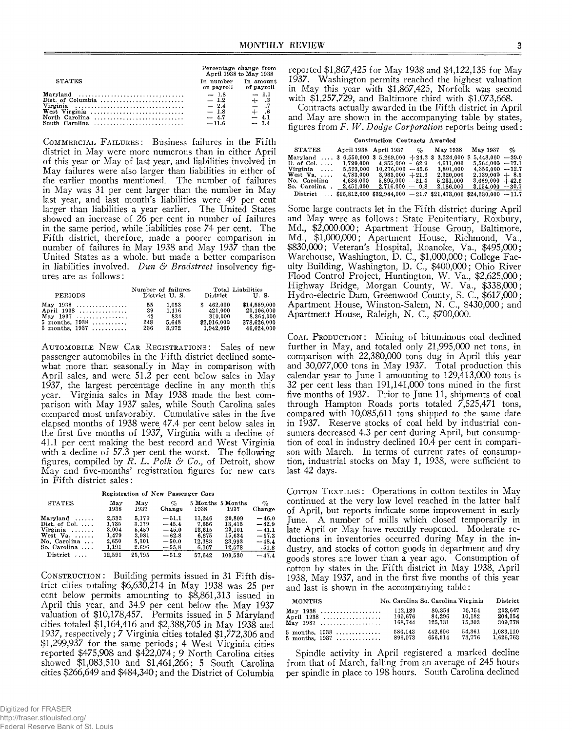| STATES | Percentage change from April 1938 to May 1938 | |
|---|---|---|
| | In number on payroll | In amount of payroll |
| Maryland | — 1.8 | — 1.1 |
| Dist. of Columbia | — 1.2 | + .3 |
| Virginia | — 2.4 | — .7 |
| West Virginia | — 1.8 | + .6 |
| North Carolina | — 4.7 | — 4.1 |
| South Carolina | —11.6 | — 7.4 |

COMMERCIAL FAILURES: Business failures in the Fifth district in May were more numerous than in either April of this year or May of last year, and liabilities involved in May failures were also larger than liabilities in either of the earlier months mentioned. The number of failures in May was 31 per cent larger than the number in May last year, and last month's liabilities were 49 per cent larger than liabilities a year earlier. The United States showed an increase of 26 per cent in number of failures in the same period, while liabilities rose 74 per cent. The Fifth district, therefore, made a poorer comparison in number of failures in May 1938 and May 1937 than the United States as a whole, but made a better comparison in liabilities involved. *Dun & Bradstreet* insolvency figures are as follows:

| PERIODS | Number of failures District | U. S. | Total Liabilities District | U. S. |
|---|---|---|---|---|
| May 1938 | 55 | 1,053 | $ 462,000 | $14,559,000 |
| April 1938 | 39 | 1,116 | 421,000 | 20,106,000 |
| May 1937 | 42 | 834 | 310,000 | 8,364,000 |
| 5 months, 1938 | 248 | 5,648 | $2,916,000 | $78,626,000 |
| 5 months, 1937 | 236 | 3,972 | 1,942,000 | 46,624,000 |

AUTOMOBILE NEW CAR REGISTRATIONS: Sales of new passenger automobiles in the Fifth district declined somewhat more than seasonally in May in comparison with April sales, and were 51.2 per cent below sales in May 1937, the largest percentage decline in any month this year. Virginia sales in May 1938 made the best comparison with May 1937 sales, while South Carolina sales compared most unfavorably. Cumulative sales in the five elapsed months of 1938 were 47.4 per cent below sales in the first five months of 1937, Virginia with a decline of 41.1 per cent making the best record and West Virginia with a decline of 57.3 per cent the worst. The following figures, compiled by *R. L. Polk & Co.*, of Detroit, show May and five-months' registration figures for new cars in Fifth district sales:

**Registration of New Passenger Cars**

| STATES | May 1938 | May 1937 | % Change | 5 Months 1938 | 5 Months 1937 | % Change |
|---|---|---|---|---|---|---|
| Maryland | 2,532 | 5,179 | —51.1 | 11,246 | 20,809 | —46.0 |
| Dist. of Col. | 1,735 | 3,179 | —45.4 | 7,656 | 13,415 | —42.9 |
| Virginia | 3,004 | 5,459 | —45.0 | 13,615 | 23,101 | —41.1 |
| West Va. | 1,479 | 3,981 | —62.8 | 6,675 | 15,634 | —57.3 |
| No. Carolina | 2,650 | 5,301 | —50.0 | 12,383 | 23,993 | —48.4 |
| So. Carolina | 1,191 | 2,696 | —55.8 | 6,067 | 12,578 | —51.8 |
| District | 12,591 | 25,795 | —51.2 | 57,642 | 109,530 | —47.4 |

CONSTRUCTION: Building permits issued in 31 Fifth district cities totaling $6,630,214 in May 1938 was 25 per cent below permits amounting to $8,861,313 issued in April this year, and 34.9 per cent below the May 1937 valuation of $10,178,457. Permits issued in 5 Maryland cities totaled $1,164,416 and $2,388,705 in May 1938 and 1937, respectively; 7 Virginia cities totaled $1,772,306 and $1,299,937 for the same periods; 4 West Virginia cities reported $475,908 and $422,074; 9 North Carolina cities showed $1,083,510 and $1,461,266; 5 South Carolina cities $266,649 and $484,340; and the District of Columbia reported $1,867,425 for May 1938 and $4,122,135 for May 1937. Washington permits reached the highest valuation in May this year with $1,867,425, Norfolk was second with $1,257,729, and Baltimore third with $1,073,668.

Contracts actually awarded in the Fifth district in April and May are shown in the accompanying table by states, figures from *F. W. Dodge Corporation* reports being used:

**Construction Contracts Awarded**

| STATES | April 1938 | April 1937 | % | May 1938 | May 1937 | % |
|---|---|---|---|---|---|---|
| Maryland | $ 6,550,000 | $ 5,269,000 | +24.3 | $ 3,324,000 | $ 5,448,000 | —39.0 |
| D. of Col. | 1,799,000 | 4,855,000 | —62.9 | 4,611,000 | 5,564,000 | —17.1 |
| Virginia | 5,593,000 | 10,276,000 | —45.6 | 3,801,000 | 4,356,000 | —12.7 |
| West Va. | 4,783,000 | 3,933,000 | +21.6 | 2,320,000 | 2,139,000 | + 8.5 |
| No. Carolina | 4,636,000 | 5,895,000 | —21.4 | 5,231,000 | 3,669,000 | +42.6 |
| So. Carolina | 2,451,000 | 2,716,000 | — 9.8 | 2,186,000 | 3,154,000 | —30.7 |
| District | $25,812,000 | $32,944,000 | —21.7 | $21,473,000 | $24,330,000 | —11.7 |

Some large contracts let in the Fifth district during April and May were as follows: State Penitentiary, Roxbury, Md., $2,000,000; Apartment House Group, Baltimore, Md., $1,000,000; Apartment House, Richmond, Va., $830,000; Veteran's Hospital, Roanoke, Va., $495,000; Warehouse, Washington, D. C., $1,000,000; College Faculty Building, Washington, D. C., $400,000; Ohio River Flood Control Project, Huntington, W. Va., $2,625,000; Highway Bridge, Morgan County, W. Va., $338,000; Hydro-electric Dam, Greenwood County, S. C., $617,000; Apartment House, Winston-Salem, N. C., $430,000; and Apartment House, Raleigh, N. C., $700,000.

COAL PRODUCTION: Mining of bituminous coal declined further in May, and totaled only 21,995,000 net tons, in comparison with 22,380,000 tons dug in April this year and 30,077,000 tons in May 1937. Total production this calendar year to June 1 amounting to 129,413,000 tons is 32 per cent less than 191,141,000 tons mined in the first five months of 1937. Prior to June 11, shipments of coal through Hampton Roads ports totaled 7,525,471 tons, compared with 10,085,611 tons shipped to the same date in 1937. Reserve stocks of coal held by industrial consumers decreased 4.3 per cent during April, but consumption of coal in industry declined 10.4 per cent in comparison with March. In terms of current rates of consumption, industrial stocks on May 1, 1938, were sufficient to last 42 days.

COTTON TEXTILES: Operations in cotton textiles in May continued at the very low level reached in the latter half of April, but reports indicate some improvement in early June. A number of mills which closed temporarily in late April or May have recently reopened. Moderate reductions in inventories occurred during May in the industry, and stocks of cotton goods in department and dry goods stores are lower than a year ago. Consumption of cotton by states in the Fifth district in May 1938, April 1938, May 1937, and in the first five months of this year and last is shown in the accompanying table:

| MONTHS | No. Carolina | So. Carolina | Virginia | District |
|---|---|---|---|---|
| May 1938 | 112,139 | 80,354 | 10,154 | 202,647 |
| April 1938 | 109,676 | 84,296 | 10,182 | 204,154 |
| May 1937 | 168,744 | 125,731 | 15,303 | 309,778 |
| 5 months, 1938 | 586,143 | 442,606 | 54,361 | 1,083,110 |
| 5 months, 1937 | 896,973 | 656,014 | 73,776 | 1,626,763 |

Spindle activity in April registered a marked decline from that of March, falling from an average of 245 hours per spindle in place to 198 hours. South Carolina declined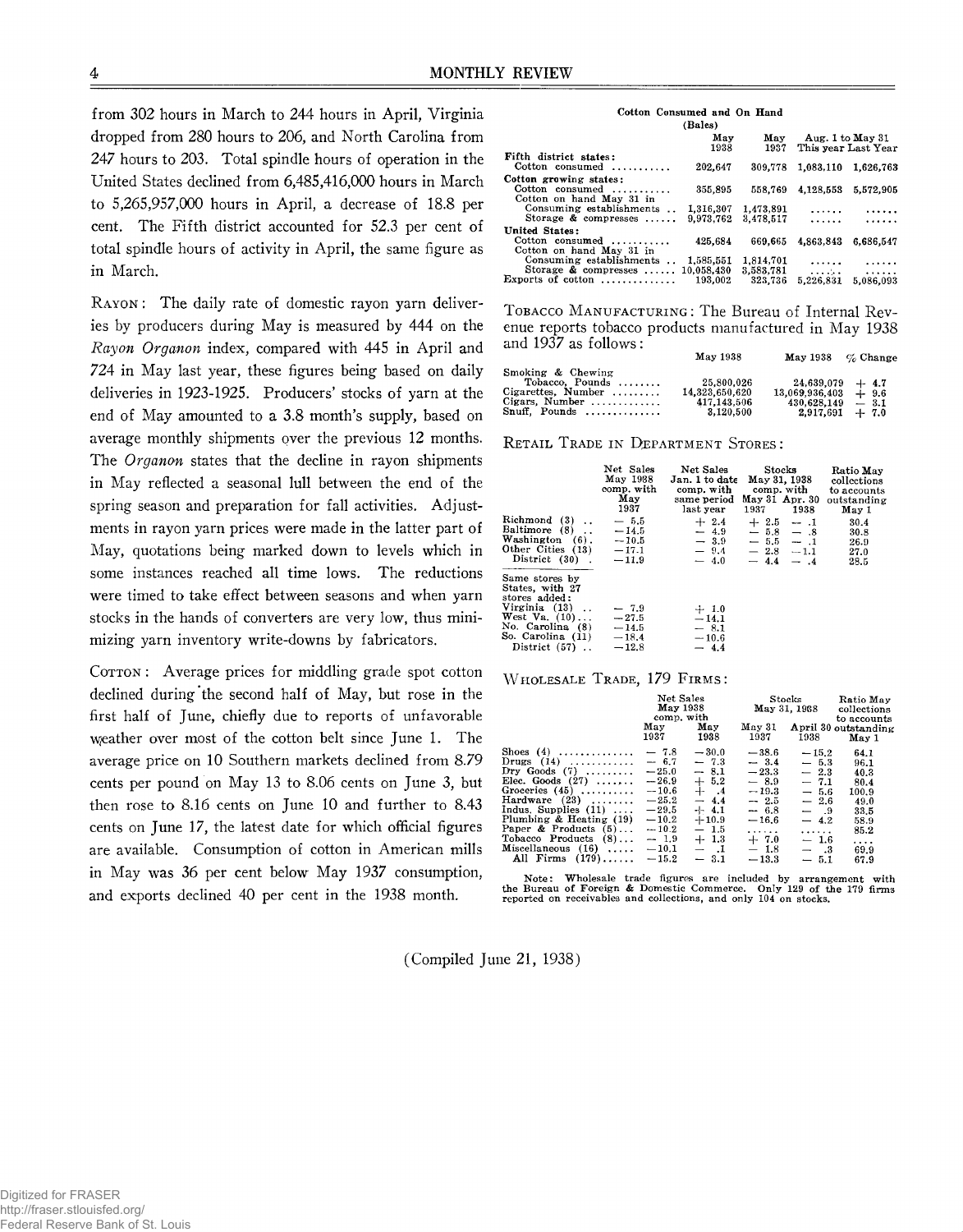from 302 hours in March to 244 hours in April, Virginia dropped from 280 hours to 206, and North Carolina from 247 hours to 203. Total spindle hours of operation in the United States declined from 6,485,416,000 hours in March to 5,265,957,000 hours in April, a decrease of 18.8 per cent. The Fifth district accounted for 52.3 per cent of total spindle hours of activity in April, the same figure as in March.

RAYON: The daily rate of domestic rayon yarn deliveries by producers during May is measured by 444 on the *Rayon Organon* index, compared with 445 in April and 724 in May last year, these figures being based on daily deliveries in 1923-1925. Producers' stocks of yarn at the end of May amounted to a 3.8 month's supply, based on average monthly shipments over the previous 12 months. The *Organon* states that the decline in rayon shipments in May reflected a seasonal lull between the end of the spring season and preparation for fall activities. Adjustments in rayon yarn prices were made in the latter part of May, quotations being marked down to levels which in some instances reached all time lows. The reductions were timed to take effect between seasons and when yarn stocks in the hands of converters are very low, thus minimizing yarn inventory write-downs by fabricators.

COTTON: Average prices for middling grade spot cotton declined during the second half of May, but rose in the first half of June, chiefly due to reports of unfavorable weather over most of the cotton belt since June 1. The average price on 10 Southern markets declined from 8.79 cents per pound on May 13 to 8.06 cents on June 3, but then rose to 8.16 cents on June 10 and further to 8.43 cents on June 17, the latest date for which official figures are available. Consumption of cotton in American mills in May was 36 per cent below May 1937 consumption, and exports declined 40 per cent in the 1938 month.

**Cotton Consumed and On Hand**
(Bales)

| | May 1938 | May 1937 | Aug. 1 to May 31 This year | Aug. 1 to May 31 Last Year |
|---|---|---|---|---|
| **Fifth district states:** | | | | |
| Cotton consumed | 202,647 | 309,778 | 1,083,110 | 1,626,763 |
| **Cotton growing states:** | | | | |
| Cotton consumed | 355,895 | 558,769 | 4,128,553 | 5,572,905 |
| Cotton on hand May 31 in | | | | |
| Consuming establishments | 1,316,307 | 1,473,891 | ...... | ...... |
| Storage & compresses | 9,973,762 | 3,478,517 | ...... | ...... |
| **United States:** | | | | |
| Cotton consumed | 425,684 | 669,665 | 4,863,843 | 6,686,547 |
| Cotton on hand May 31 in | | | | |
| Consuming establishments | 1,585,551 | 1,814,701 | ...... | ...... |
| Storage & compresses | 10,058,430 | 3,583,781 | ...... | ...... |
| Exports of cotton | 193,002 | 323,736 | 5,226,831 | 5,086,093 |

TOBACCO MANUFACTURING: The Bureau of Internal Revenue reports tobacco products manufactured in May 1938 and 1937 as follows:

| | May 1938 | May 1938 | % Change |
|---|---|---|---|
| Smoking & Chewing Tobacco, Pounds | 25,800,026 | 24,639,079 | + 4.7 |
| Cigarettes, Number | 14,323,650,620 | 13,069,936,403 | + 9.6 |
| Cigars, Number | 417,143,506 | 430,628,149 | − 3.1 |
| Snuff, Pounds | 3,120,500 | 2,917,691 | + 7.0 |

RETAIL TRADE IN DEPARTMENT STORES:

| | Net Sales May 1938 comp. with May 1937 | Net Sales Jan. 1 to date comp. with same period last year | Stocks May 31, 1938 comp. with May 31 1937 | Stocks May 31, 1938 comp. with Apr. 30 1938 | Ratio May collections to accounts outstanding May 1 |
|---|---|---|---|---|---|
| Richmond (3) | − 5.5 | + 2.4 | + 2.5 | − .1 | 30.4 |
| Baltimore (8) | −14.5 | − 4.9 | − 5.8 | − .8 | 30.8 |
| Washington (6) | −10.5 | − 3.9 | − 5.5 | − .1 | 26.9 |
| Other Cities (13) | −17.1 | − 9.4 | − 2.8 | −1.1 | 27.0 |
| District (30) | −11.9 | − 4.0 | − 4.4 | − .4 | 28.5 |
| Same stores by States, with 27 stores added: | | | | | |
| Virginia (13) | − 7.9 | + 1.0 | | | |
| West Va. (10) | −27.5 | −14.1 | | | |
| No. Carolina (8) | −14.5 | − 8.1 | | | |
| So. Carolina (11) | −18.4 | −10.6 | | | |
| District (57) | −12.8 | − 4.4 | | | |

WHOLESALE TRADE, 179 FIRMS:

| | Net Sales May 1938 comp. with May 1937 | Net Sales May 1938 comp. with April 1938 | Stocks May 31, 1938 comp. with May 31 1937 | Stocks May 31, 1938 comp. with April 30 1938 | Ratio May collections to accounts outstanding May 1 |
|---|---|---|---|---|---|
| Shoes (4) | − 7.8 | −30.0 | −38.6 | −15.2 | 64.1 |
| Drugs (14) | − 6.7 | − 7.3 | − 3.4 | − 5.3 | 96.1 |
| Dry Goods (7) | −25.0 | − 8.1 | −23.3 | − 2.3 | 40.3 |
| Elec. Goods (27) | −26.9 | + 5.2 | − 8.9 | − 7.1 | 80.4 |
| Groceries (45) | −10.6 | + .4 | −19.3 | − 5.6 | 100.9 |
| Hardware (23) | −25.2 | − 4.4 | − 2.5 | − 2.6 | 49.0 |
| Indus. Supplies (11) | −29.5 | + 4.1 | − 6.8 | − .9 | 33.5 |
| Plumbing & Heating (19) | −10.2 | +10.9 | −16.6 | − 4.2 | 58.9 |
| Paper & Products (5) | −10.2 | − 1.5 | ...... | ...... | 85.2 |
| Tobacco Products (8) | − 1.9 | + 1.3 | + 7.0 | − 1.6 | .... |
| Miscellaneous (16) | −10.1 | − .1 | − 1.8 | − .3 | 69.9 |
| All Firms (179) | −15.2 | − 3.1 | −13.3 | − 5.1 | 67.9 |

Note: Wholesale trade figures are included by arrangement with the Bureau of Foreign & Domestic Commerce. Only 129 of the 179 firms reported on receivables and collections, and only 104 on stocks.

(Compiled June 21, 1938)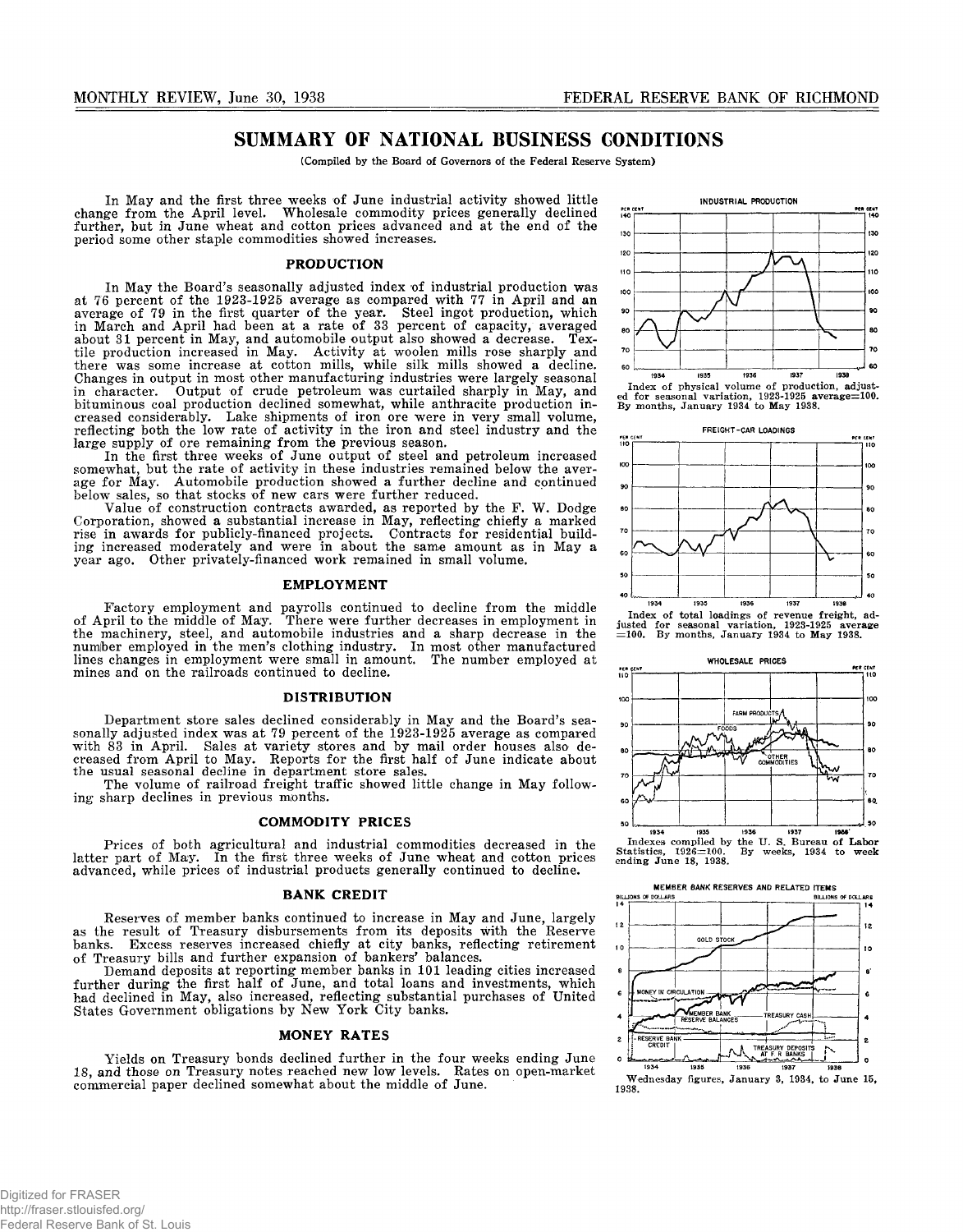# SUMMARY OF NATIONAL BUSINESS CONDITIONS

(Compiled by the Board of Governors of the Federal Reserve System)

In May and the first three weeks of June industrial activity showed little change from the April level. Wholesale commodity prices generally declined further, but in June wheat and cotton prices advanced and at the end of the period some other staple commodities showed increases.

### PRODUCTION

In May the Board's seasonally adjusted index of industrial production was at 76 percent of the 1923-1925 average as compared with 77 in April and an average of 79 in the first quarter of the year. Steel ingot production, which in March and April had been at a rate of 33 percent of capacity, averaged about 31 percent in May, and automobile output also showed a decrease. Textile production increased in May. Activity at woolen mills rose sharply and there was some increase at cotton mills, while silk mills showed a decline. Changes in output in most other manufacturing industries were largely seasonal in character. Output of crude petroleum was curtailed sharply in May, and bituminous coal production declined somewhat, while anthracite production increased considerably. Lake shipments of iron ore were in very small volume, reflecting both the low rate of activity in the iron and steel industry and the large supply of ore remaining from the previous season.

In the first three weeks of June output of steel and petroleum increased somewhat, but the rate of activity in these industries remained below the average for May. Automobile production showed a further decline and continued below sales, so that stocks of new cars were further reduced.

Value of construction contracts awarded, as reported by the F. W. Dodge Corporation, showed a substantial increase in May, reflecting chiefly a marked rise in awards for publicly-financed projects. Contracts for residential building increased moderately and were in about the same amount as in May a year ago. Other privately-financed work remained in small volume.

### EMPLOYMENT

Factory employment and payrolls continued to decline from the middle of April to the middle of May. There were further decreases in employment in the machinery, steel, and automobile industries and a sharp decrease in the number employed in the men's clothing industry. In most other manufactured lines changes in employment were small in amount. The number employed at mines and on the railroads continued to decline.

### DISTRIBUTION

Department store sales declined considerably in May and the Board's seasonally adjusted index was at 79 percent of the 1923-1925 average as compared with 83 in April. Sales at variety stores and by mail order houses also decreased from April to May. Reports for the first half of June indicate about the usual seasonal decline in department store sales.

The volume of railroad freight traffic showed little change in May following sharp declines in previous months.

### COMMODITY PRICES

Prices of both agricultural and industrial commodities decreased in the latter part of May. In the first three weeks of June wheat and cotton prices advanced, while prices of industrial products generally continued to decline.

### BANK CREDIT

Reserves of member banks continued to increase in May and June, largely as the result of Treasury disbursements from its deposits with the Reserve banks. Excess reserves increased chiefly at city banks, reflecting retirement of Treasury bills and further expansion of bankers' balances.

Demand deposits at reporting member banks in 101 leading cities increased further during the first half of June, and total loans and investments, which had declined in May, also increased, reflecting substantial purchases of United States Government obligations by New York City banks.

### MONEY RATES

Yields on Treasury bonds declined further in the four weeks ending June 18, and those on Treasury notes reached new low levels. Rates on open-market commercial paper declined somewhat about the middle of June.

INDUSTRIAL PRODUCTION

PER CENT 140 130 120 110 100 90 80 70 60

1934 1935 1936 1937 1938

Index of physical volume of production, adjusted for seasonal variation, 1923-1925 average=100. By months, January 1934 to May 1938.

FREIGHT-CAR LOADINGS

PER CENT 110 100 90 80 70 60 50 40

1934 1935 1936 1937 1938

Index of total loadings of revenue freight, adjusted for seasonal variation, 1923-1925 average =100. By months, January 1934 to May 1938.

WHOLESALE PRICES

PER CENT 110 100 90 80 70 60 50

FARM PRODUCTS

FOODS

OTHER COMMODITIES

1934 1935 1936 1937 1938

Indexes compiled by the U. S. Bureau of Labor Statistics, 1926=100. By weeks, 1934 to week ending June 18, 1938.

MEMBER BANK RESERVES AND RELATED ITEMS

BILLIONS OF DOLLARS 14 12 10 8 6 4 2 0

GOLD STOCK

MONEY IN CIRCULATION

MEMBER BANK RESERVE BALANCES

TREASURY CASH

RESERVE BANK CREDIT

TREASURY DEPOSITS AT F. R. BANKS

1934 1935 1936 1937 1938

Wednesday figures, January 3, 1934, to June 15, 1938.